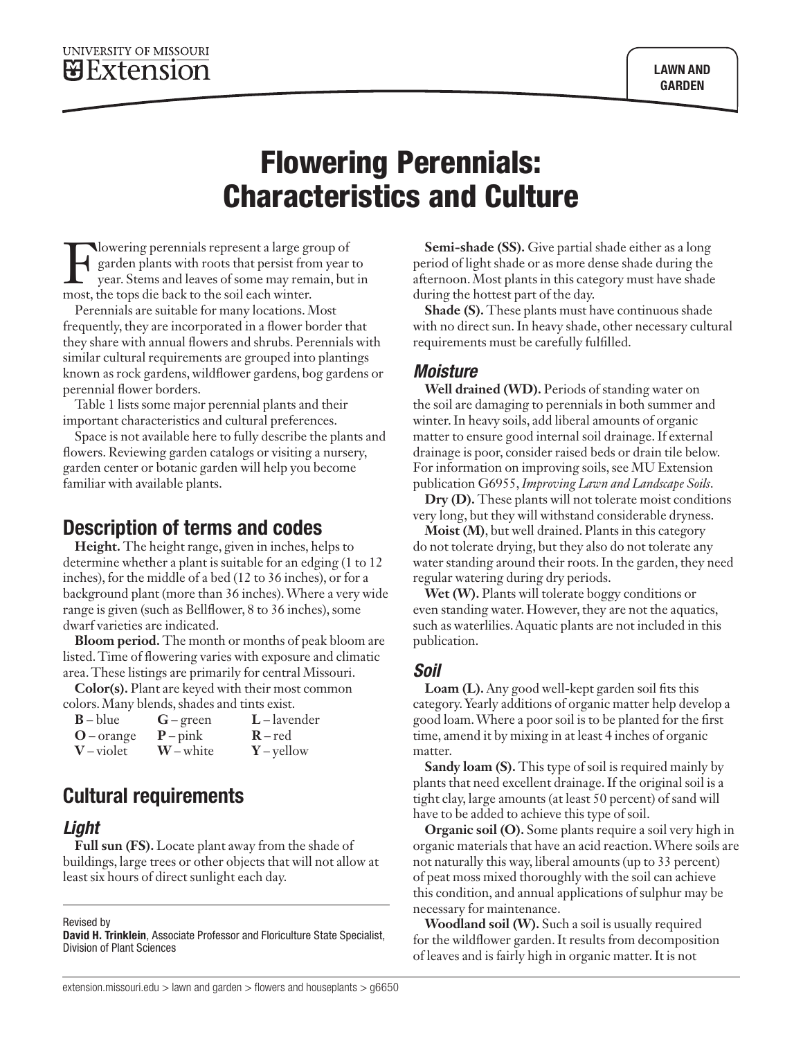UNIVERSITY OF MISSOURI Extension

LAWN AND GARDEN

# Flowering Perennials: Characteristics and Culture

Flowering perennials represent a large group of garden plants with roots that persist from year to year. Stems and leaves of some may remain, but in most, the tops die back to the soil each winter.

Perennials are suitable for many locations. Most frequently, they are incorporated in a flower border that they share with annual flowers and shrubs. Perennials with similar cultural requirements are grouped into plantings known as rock gardens, wildflower gardens, bog gardens or perennial flower borders.

Table 1 lists some major perennial plants and their important characteristics and cultural preferences.

Space is not available here to fully describe the plants and flowers. Reviewing garden catalogs or visiting a nursery, garden center or botanic garden will help you become familiar with available plants.

## Description of terms and codes

**Height.** The height range, given in inches, helps to determine whether a plant is suitable for an edging (1 to 12 inches), for the middle of a bed (12 to 36 inches), or for a background plant (more than 36 inches). Where a very wide range is given (such as Bellflower, 8 to 36 inches), some dwarf varieties are indicated.

**Bloom period.** The month or months of peak bloom are listed. Time of flowering varies with exposure and climatic area. These listings are primarily for central Missouri.

**Color(s).** Plant are keyed with their most common colors. Many blends, shades and tints exist.

| | | |
|---|---|---|
| **B** – blue | **G** – green | **L** – lavender |
| **O** – orange | **P** – pink | **R** – red |
| **V** – violet | **W** – white | **Y** – yellow |

## Cultural requirements

### *Light*

**Full sun (FS).** Locate plant away from the shade of buildings, large trees or other objects that will not allow at least six hours of direct sunlight each day.

**Semi-shade (SS).** Give partial shade either as a long period of light shade or as more dense shade during the afternoon. Most plants in this category must have shade during the hottest part of the day.

**Shade (S).** These plants must have continuous shade with no direct sun. In heavy shade, other necessary cultural requirements must be carefully fulfilled.

### *Moisture*

**Well drained (WD).** Periods of standing water on the soil are damaging to perennials in both summer and winter. In heavy soils, add liberal amounts of organic matter to ensure good internal soil drainage. If external drainage is poor, consider raised beds or drain tile below. For information on improving soils, see MU Extension publication G6955, *Improving Lawn and Landscape Soils*.

**Dry (D).** These plants will not tolerate moist conditions very long, but they will withstand considerable dryness.

**Moist (M)**, but well drained. Plants in this category do not tolerate drying, but they also do not tolerate any water standing around their roots. In the garden, they need regular watering during dry periods.

**Wet (W).** Plants will tolerate boggy conditions or even standing water. However, they are not the aquatics, such as waterlilies. Aquatic plants are not included in this publication.

### *Soil*

**Loam (L).** Any good well-kept garden soil fits this category. Yearly additions of organic matter help develop a good loam. Where a poor soil is to be planted for the first time, amend it by mixing in at least 4 inches of organic matter.

**Sandy loam (S).** This type of soil is required mainly by plants that need excellent drainage. If the original soil is a tight clay, large amounts (at least 50 percent) of sand will have to be added to achieve this type of soil.

**Organic soil (O).** Some plants require a soil very high in organic materials that have an acid reaction. Where soils are not naturally this way, liberal amounts (up to 33 percent) of peat moss mixed thoroughly with the soil can achieve this condition, and annual applications of sulphur may be necessary for maintenance.

**Woodland soil (W).** Such a soil is usually required for the wildflower garden. It results from decomposition of leaves and is fairly high in organic matter. It is not

Revised by
**David H. Trinklein**, Associate Professor and Floriculture State Specialist, Division of Plant Sciences

extension.missouri.edu > lawn and garden > flowers and houseplants > g6650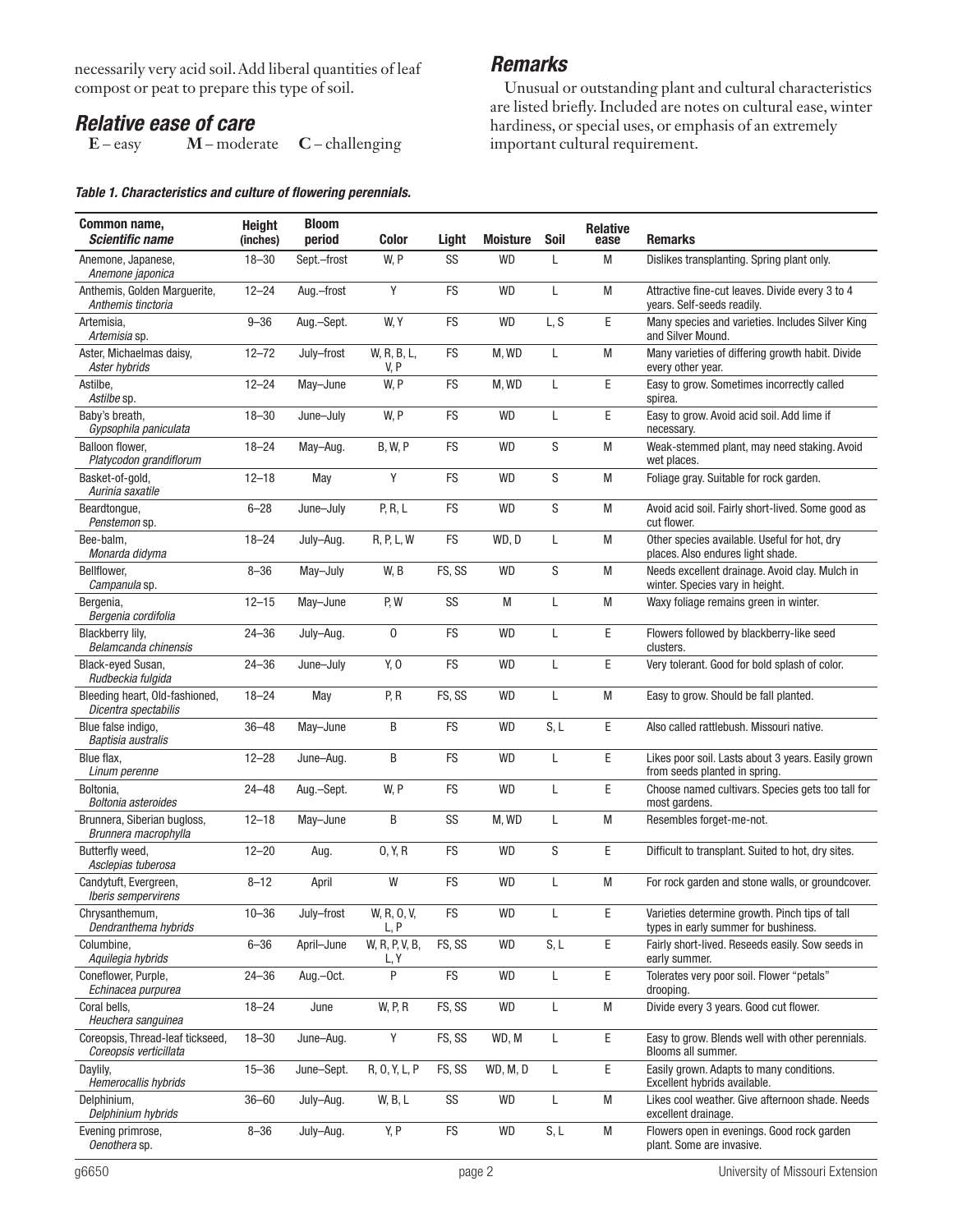necessarily very acid soil. Add liberal quantities of leaf compost or peat to prepare this type of soil.

### *Relative ease of care*

**E** – easy  **M** – moderate  **C** – challenging

### *Remarks*

Unusual or outstanding plant and cultural characteristics are listed briefly. Included are notes on cultural ease, winter hardiness, or special uses, or emphasis of an extremely important cultural requirement.

***Table 1. Characteristics and culture of flowering perennials.***

| Common name, *Scientific name* | Height (inches) | Bloom period | Color | Light | Moisture | Soil | Relative ease | Remarks |
|---|---|---|---|---|---|---|---|---|
| Anemone, Japanese, *Anemone japonica* | 18–30 | Sept.–frost | W, P | SS | WD | L | M | Dislikes transplanting. Spring plant only. |
| Anthemis, Golden Marguerite, *Anthemis tinctoria* | 12–24 | Aug.–frost | Y | FS | WD | L | M | Attractive fine-cut leaves. Divide every 3 to 4 years. Self-seeds readily. |
| Artemisia, *Artemisia* sp. | 9–36 | Aug.–Sept. | W, Y | FS | WD | L, S | E | Many species and varieties. Includes Silver King and Silver Mound. |
| Aster, Michaelmas daisy, *Aster hybrids* | 12–72 | July–frost | W, R, B, L, V, P | FS | M, WD | L | M | Many varieties of differing growth habit. Divide every other year. |
| Astilbe, *Astilbe* sp. | 12–24 | May–June | W, P | FS | M, WD | L | E | Easy to grow. Sometimes incorrectly called spirea. |
| Baby's breath, *Gypsophila paniculata* | 18–30 | June–July | W, P | FS | WD | L | E | Easy to grow. Avoid acid soil. Add lime if necessary. |
| Balloon flower, *Platycodon grandiflorum* | 18–24 | May–Aug. | B, W, P | FS | WD | S | M | Weak-stemmed plant, may need staking. Avoid wet places. |
| Basket-of-gold, *Aurinia saxatile* | 12–18 | May | Y | FS | WD | S | M | Foliage gray. Suitable for rock garden. |
| Beardtongue, *Penstemon* sp. | 6–28 | June–July | P, R, L | FS | WD | S | M | Avoid acid soil. Fairly short-lived. Some good as cut flower. |
| Bee-balm, *Monarda didyma* | 18–24 | July–Aug. | R, P, L, W | FS | WD, D | L | M | Other species available. Useful for hot, dry places. Also endures light shade. |
| Bellflower, *Campanula* sp. | 8–36 | May–July | W, B | FS, SS | WD | S | M | Needs excellent drainage. Avoid clay. Mulch in winter. Species vary in height. |
| Bergenia, *Bergenia cordifolia* | 12–15 | May–June | P, W | SS | M | L | M | Waxy foliage remains green in winter. |
| Blackberry lily, *Belamcanda chinensis* | 24–36 | July–Aug. | O | FS | WD | L | E | Flowers followed by blackberry-like seed clusters. |
| Black-eyed Susan, *Rudbeckia fulgida* | 24–36 | June–July | Y, O | FS | WD | L | E | Very tolerant. Good for bold splash of color. |
| Bleeding heart, Old-fashioned, *Dicentra spectabilis* | 18–24 | May | P, R | FS, SS | WD | L | M | Easy to grow. Should be fall planted. |
| Blue false indigo, *Baptisia australis* | 36–48 | May–June | B | FS | WD | S, L | E | Also called rattlebush. Missouri native. |
| Blue flax, *Linum perenne* | 12–28 | June–Aug. | B | FS | WD | L | E | Likes poor soil. Lasts about 3 years. Easily grown from seeds planted in spring. |
| Boltonia, *Boltonia asteroides* | 24–48 | Aug.–Sept. | W, P | FS | WD | L | E | Choose named cultivars. Species gets too tall for most gardens. |
| Brunnera, Siberian bugloss, *Brunnera macrophylla* | 12–18 | May–June | B | SS | M, WD | L | M | Resembles forget-me-not. |
| Butterfly weed, *Asclepias tuberosa* | 12–20 | Aug. | O, Y, R | FS | WD | S | E | Difficult to transplant. Suited to hot, dry sites. |
| Candytuft, Evergreen, *Iberis sempervirens* | 8–12 | April | W | FS | WD | L | M | For rock garden and stone walls, or groundcover. |
| Chrysanthemum, *Dendranthema hybrids* | 10–36 | July–frost | W, R, O, V, L, P | FS | WD | L | E | Varieties determine growth. Pinch tips of tall types in early summer for bushiness. |
| Columbine, *Aquilegia hybrids* | 6–36 | April–June | W, R, P, V, B, L, Y | FS, SS | WD | S, L | E | Fairly short-lived. Reseeds easily. Sow seeds in early summer. |
| Coneflower, Purple, *Echinacea purpurea* | 24–36 | Aug.–Oct. | P | FS | WD | L | E | Tolerates very poor soil. Flower "petals" drooping. |
| Coral bells, *Heuchera sanguinea* | 18–24 | June | W, P, R | FS, SS | WD | L | M | Divide every 3 years. Good cut flower. |
| Coreopsis, Thread-leaf tickseed, *Coreopsis verticillata* | 18–30 | June–Aug. | Y | FS, SS | WD, M | L | E | Easy to grow. Blends well with other perennials. Blooms all summer. |
| Daylily, *Hemerocallis hybrids* | 15–36 | June–Sept. | R, O, Y, L, P | FS, SS | WD, M, D | L | E | Easily grown. Adapts to many conditions. Excellent hybrids available. |
| Delphinium, *Delphinium hybrids* | 36–60 | July–Aug. | W, B, L | SS | WD | L | M | Likes cool weather. Give afternoon shade. Needs excellent drainage. |
| Evening primrose, *Oenothera* sp. | 8–36 | July–Aug. | Y, P | FS | WD | S, L | M | Flowers open in evenings. Good rock garden plant. Some are invasive. |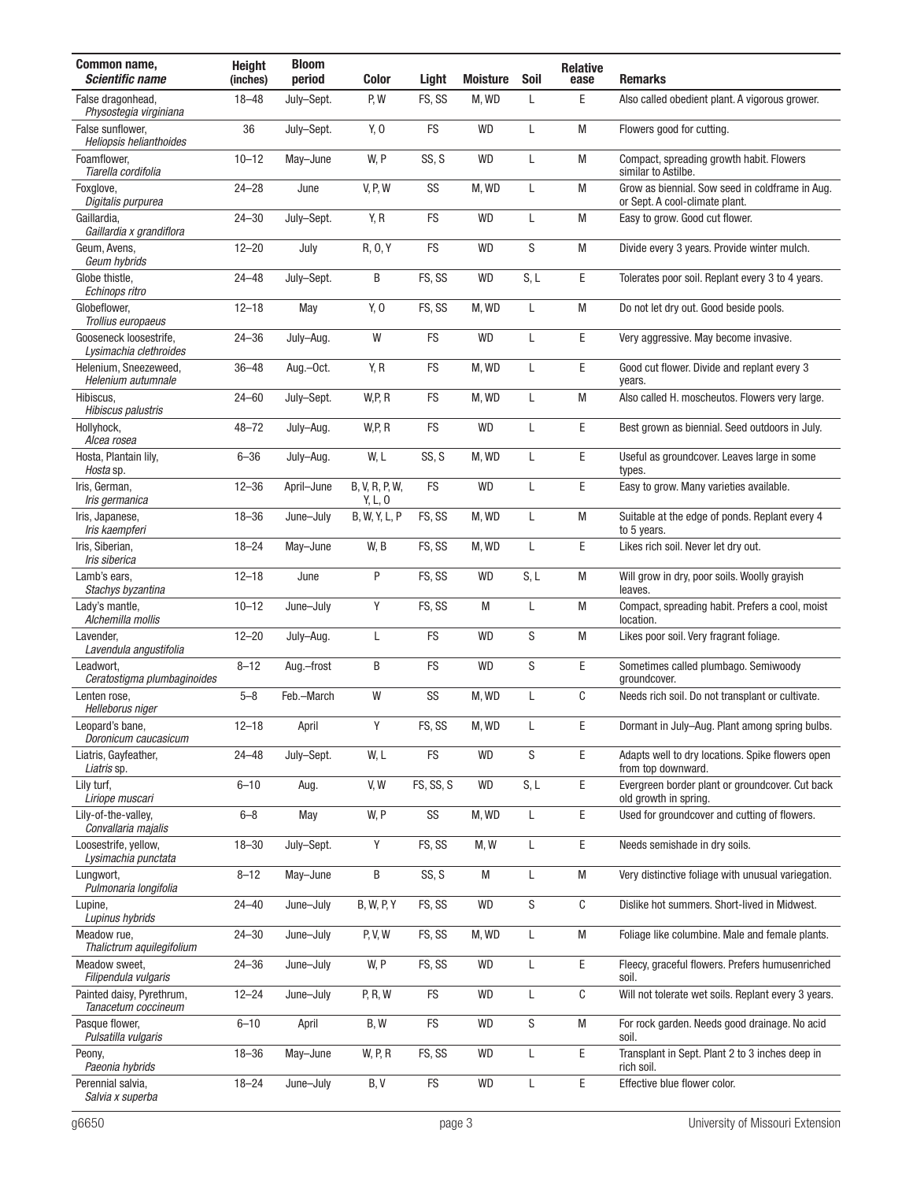| **Common name,** ***Scientific name*** | **Height (inches)** | **Bloom period** | **Color** | **Light** | **Moisture** | **Soil** | **Relative ease** | **Remarks** |
|---|---|---|---|---|---|---|---|---|
| False dragonhead, *Physostegia virginiana* | 18–48 | July–Sept. | P, W | FS, SS | M, WD | L | E | Also called obedient plant. A vigorous grower. |
| False sunflower, *Heliopsis helianthoides* | 36 | July–Sept. | Y, O | FS | WD | L | M | Flowers good for cutting. |
| Foamflower, *Tiarella cordifolia* | 10–12 | May–June | W, P | SS, S | WD | L | M | Compact, spreading growth habit. Flowers similar to Astilbe. |
| Foxglove, *Digitalis purpurea* | 24–28 | June | V, P, W | SS | M, WD | L | M | Grow as biennial. Sow seed in coldframe in Aug. or Sept. A cool-climate plant. |
| Gaillardia, *Gaillardia x grandiflora* | 24–30 | July–Sept. | Y, R | FS | WD | L | M | Easy to grow. Good cut flower. |
| Geum, Avens, *Geum hybrids* | 12–20 | July | R, O, Y | FS | WD | S | M | Divide every 3 years. Provide winter mulch. |
| Globe thistle, *Echinops ritro* | 24–48 | July–Sept. | B | FS, SS | WD | S, L | E | Tolerates poor soil. Replant every 3 to 4 years. |
| Globeflower, *Trollius europaeus* | 12–18 | May | Y, O | FS, SS | M, WD | L | M | Do not let dry out. Good beside pools. |
| Gooseneck loosestrife, *Lysimachia clethroides* | 24–36 | July–Aug. | W | FS | WD | L | E | Very aggressive. May become invasive. |
| Helenium, Sneezeweed, *Helenium autumnale* | 36–48 | Aug.–Oct. | Y, R | FS | M, WD | L | E | Good cut flower. Divide and replant every 3 years. |
| Hibiscus, *Hibiscus palustris* | 24–60 | July–Sept. | W,P, R | FS | M, WD | L | M | Also called H. moscheutos. Flowers very large. |
| Hollyhock, *Alcea rosea* | 48–72 | July–Aug. | W,P, R | FS | WD | L | E | Best grown as biennial. Seed outdoors in July. |
| Hosta, Plantain lily, *Hosta* sp. | 6–36 | July–Aug. | W, L | SS, S | M, WD | L | E | Useful as groundcover. Leaves large in some types. |
| Iris, German, *Iris germanica* | 12–36 | April–June | B, V, R, P, W, Y, L, O | FS | WD | L | E | Easy to grow. Many varieties available. |
| Iris, Japanese, *Iris kaempferi* | 18–36 | June–July | B, W, Y, L, P | FS, SS | M, WD | L | M | Suitable at the edge of ponds. Replant every 4 to 5 years. |
| Iris, Siberian, *Iris siberica* | 18–24 | May–June | W, B | FS, SS | M, WD | L | E | Likes rich soil. Never let dry out. |
| Lamb's ears, *Stachys byzantina* | 12–18 | June | P | FS, SS | WD | S, L | M | Will grow in dry, poor soils. Woolly grayish leaves. |
| Lady's mantle, *Alchemilla mollis* | 10–12 | June–July | Y | FS, SS | M | L | M | Compact, spreading habit. Prefers a cool, moist location. |
| Lavender, *Lavendula angustifolia* | 12–20 | July–Aug. | L | FS | WD | S | M | Likes poor soil. Very fragrant foliage. |
| Leadwort, *Ceratostigma plumbaginoides* | 8–12 | Aug.–frost | B | FS | WD | S | E | Sometimes called plumbago. Semiwoody groundcover. |
| Lenten rose, *Helleborus niger* | 5–8 | Feb.–March | W | SS | M, WD | L | C | Needs rich soil. Do not transplant or cultivate. |
| Leopard's bane, *Doronicum caucasicum* | 12–18 | April | Y | FS, SS | M, WD | L | E | Dormant in July–Aug. Plant among spring bulbs. |
| Liatris, Gayfeather, *Liatris* sp. | 24–48 | July–Sept. | W, L | FS | WD | S | E | Adapts well to dry locations. Spike flowers open from top downward. |
| Lily turf, *Liriope muscari* | 6–10 | Aug. | V, W | FS, SS, S | WD | S, L | E | Evergreen border plant or groundcover. Cut back old growth in spring. |
| Lily-of-the-valley, *Convallaria majalis* | 6–8 | May | W, P | SS | M, WD | L | E | Used for groundcover and cutting of flowers. |
| Loosestrife, yellow, *Lysimachia punctata* | 18–30 | July–Sept. | Y | FS, SS | M, W | L | E | Needs semishade in dry soils. |
| Lungwort, *Pulmonaria longifolia* | 8–12 | May–June | B | SS, S | M | L | M | Very distinctive foliage with unusual variegation. |
| Lupine, *Lupinus hybrids* | 24–40 | June–July | B, W, P, Y | FS, SS | WD | S | C | Dislike hot summers. Short-lived in Midwest. |
| Meadow rue, *Thalictrum aquilegifolium* | 24–30 | June–July | P, V, W | FS, SS | M, WD | L | M | Foliage like columbine. Male and female plants. |
| Meadow sweet, *Filipendula vulgaris* | 24–36 | June–July | W, P | FS, SS | WD | L | E | Fleecy, graceful flowers. Prefers humusenriched soil. |
| Painted daisy, Pyrethrum, *Tanacetum coccineum* | 12–24 | June–July | P, R, W | FS | WD | L | C | Will not tolerate wet soils. Replant every 3 years. |
| Pasque flower, *Pulsatilla vulgaris* | 6–10 | April | B, W | FS | WD | S | M | For rock garden. Needs good drainage. No acid soil. |
| Peony, *Paeonia hybrids* | 18–36 | May–June | W, P, R | FS, SS | WD | L | E | Transplant in Sept. Plant 2 to 3 inches deep in rich soil. |
| Perennial salvia, *Salvia x superba* | 18–24 | June–July | B, V | FS | WD | L | E | Effective blue flower color. |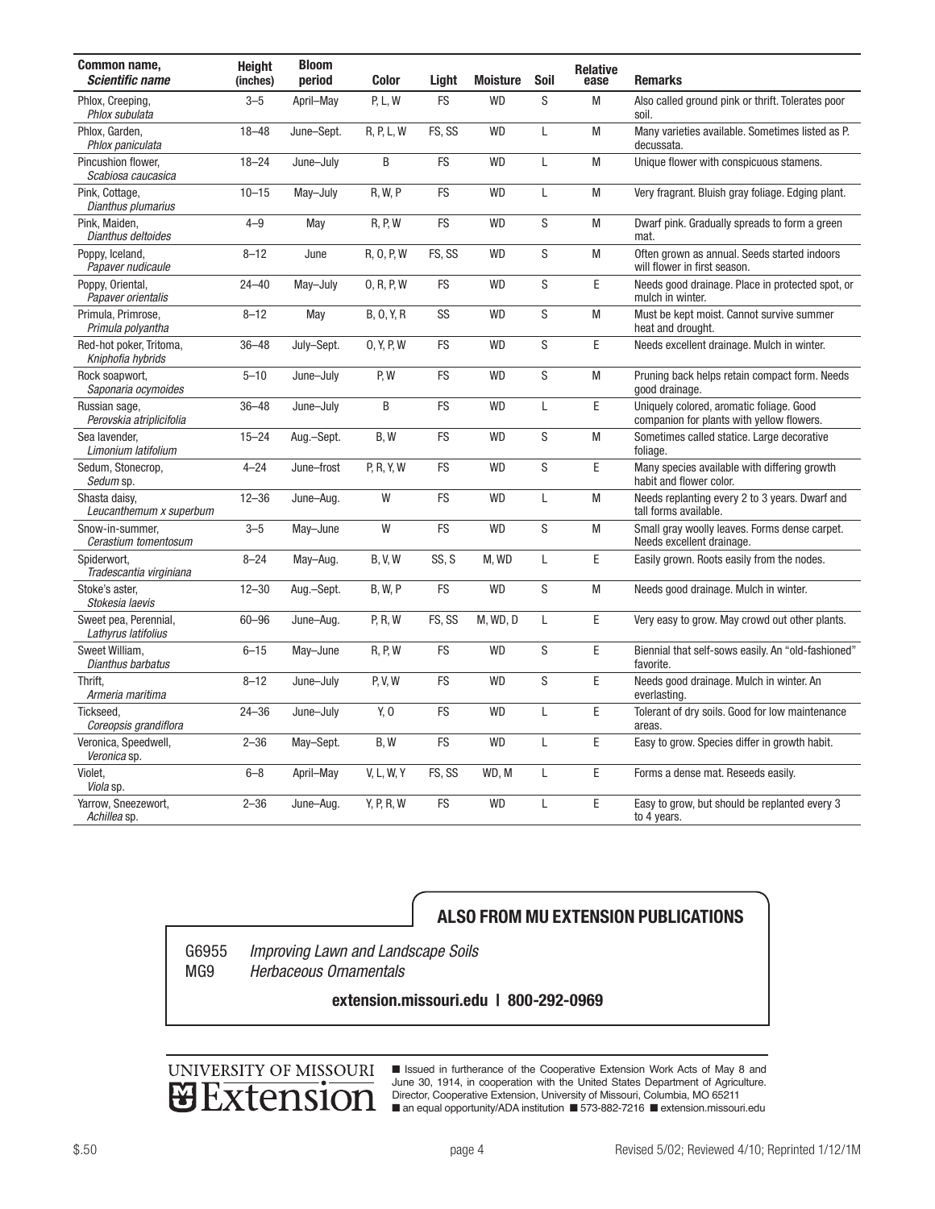| Common name, *Scientific name* | Height (inches) | Bloom period | Color | Light | Moisture | Soil | Relative ease | Remarks |
|---|---|---|---|---|---|---|---|---|
| Phlox, Creeping, *Phlox subulata* | 3–5 | April–May | P, L, W | FS | WD | S | M | Also called ground pink or thrift. Tolerates poor soil. |
| Phlox, Garden, *Phlox paniculata* | 18–48 | June–Sept. | R, P, L, W | FS, SS | WD | L | M | Many varieties available. Sometimes listed as P. decussata. |
| Pincushion flower, *Scabiosa caucasica* | 18–24 | June–July | B | FS | WD | L | M | Unique flower with conspicuous stamens. |
| Pink, Cottage, *Dianthus plumarius* | 10–15 | May–July | R, W, P | FS | WD | L | M | Very fragrant. Bluish gray foliage. Edging plant. |
| Pink, Maiden, *Dianthus deltoides* | 4–9 | May | R, P, W | FS | WD | S | M | Dwarf pink. Gradually spreads to form a green mat. |
| Poppy, Iceland, *Papaver nudicaule* | 8–12 | June | R, O, P, W | FS, SS | WD | S | M | Often grown as annual. Seeds started indoors will flower in first season. |
| Poppy, Oriental, *Papaver orientalis* | 24–40 | May–July | O, R, P, W | FS | WD | S | E | Needs good drainage. Place in protected spot, or mulch in winter. |
| Primula, Primrose, *Primula polyantha* | 8–12 | May | B, O, Y, R | SS | WD | S | M | Must be kept moist. Cannot survive summer heat and drought. |
| Red-hot poker, Tritoma, *Kniphofia hybrids* | 36–48 | July–Sept. | O, Y, P, W | FS | WD | S | E | Needs excellent drainage. Mulch in winter. |
| Rock soapwort, *Saponaria ocymoides* | 5–10 | June–July | P, W | FS | WD | S | M | Pruning back helps retain compact form. Needs good drainage. |
| Russian sage, *Perovskia atriplicifolia* | 36–48 | June–July | B | FS | WD | L | E | Uniquely colored, aromatic foliage. Good companion for plants with yellow flowers. |
| Sea lavender, *Limonium latifolium* | 15–24 | Aug.–Sept. | B, W | FS | WD | S | M | Sometimes called statice. Large decorative foliage. |
| Sedum, Stonecrop, *Sedum* sp. | 4–24 | June–frost | P, R, Y, W | FS | WD | S | E | Many species available with differing growth habit and flower color. |
| Shasta daisy, *Leucanthemum x superbum* | 12–36 | June–Aug. | W | FS | WD | L | M | Needs replanting every 2 to 3 years. Dwarf and tall forms available. |
| Snow-in-summer, *Cerastium tomentosum* | 3–5 | May–June | W | FS | WD | S | M | Small gray woolly leaves. Forms dense carpet. Needs excellent drainage. |
| Spiderwort, *Tradescantia virginiana* | 8–24 | May–Aug. | B, V, W | SS, S | M, WD | L | E | Easily grown. Roots easily from the nodes. |
| Stoke's aster, *Stokesia laevis* | 12–30 | Aug.–Sept. | B, W, P | FS | WD | S | M | Needs good drainage. Mulch in winter. |
| Sweet pea, Perennial, *Lathyrus latifolius* | 60–96 | June–Aug. | P, R, W | FS, SS | M, WD, D | L | E | Very easy to grow. May crowd out other plants. |
| Sweet William, *Dianthus barbatus* | 6–15 | May–June | R, P, W | FS | WD | S | E | Biennial that self-sows easily. An "old-fashioned" favorite. |
| Thrift, *Armeria maritima* | 8–12 | June–July | P, V, W | FS | WD | S | E | Needs good drainage. Mulch in winter. An everlasting. |
| Tickseed, *Coreopsis grandiflora* | 24–36 | June–July | Y, O | FS | WD | L | E | Tolerant of dry soils. Good for low maintenance areas. |
| Veronica, Speedwell, *Veronica* sp. | 2–36 | May–Sept. | B, W | FS | WD | L | E | Easy to grow. Species differ in growth habit. |
| Violet, *Viola* sp. | 6–8 | April–May | V, L, W, Y | FS, SS | WD, M | L | E | Forms a dense mat. Reseeds easily. |
| Yarrow, Sneezewort, *Achillea* sp. | 2–36 | June–Aug. | Y, P, R, W | FS | WD | L | E | Easy to grow, but should be replanted every 3 to 4 years. |

## ALSO FROM MU EXTENSION PUBLICATIONS

G6955 *Improving Lawn and Landscape Soils*
MG9 *Herbaceous Ornamentals*

**extension.missouri.edu | 800-292-0969**

UNIVERSITY OF MISSOURI Extension

■ Issued in furtherance of the Cooperative Extension Work Acts of May 8 and June 30, 1914, in cooperation with the United States Department of Agriculture. Director, Cooperative Extension, University of Missouri, Columbia, MO 65211 ■ an equal opportunity/ADA institution ■ 573-882-7216 ■ extension.missouri.edu

$.50

Revised 5/02; Reviewed 4/10; Reprinted 1/12/1M